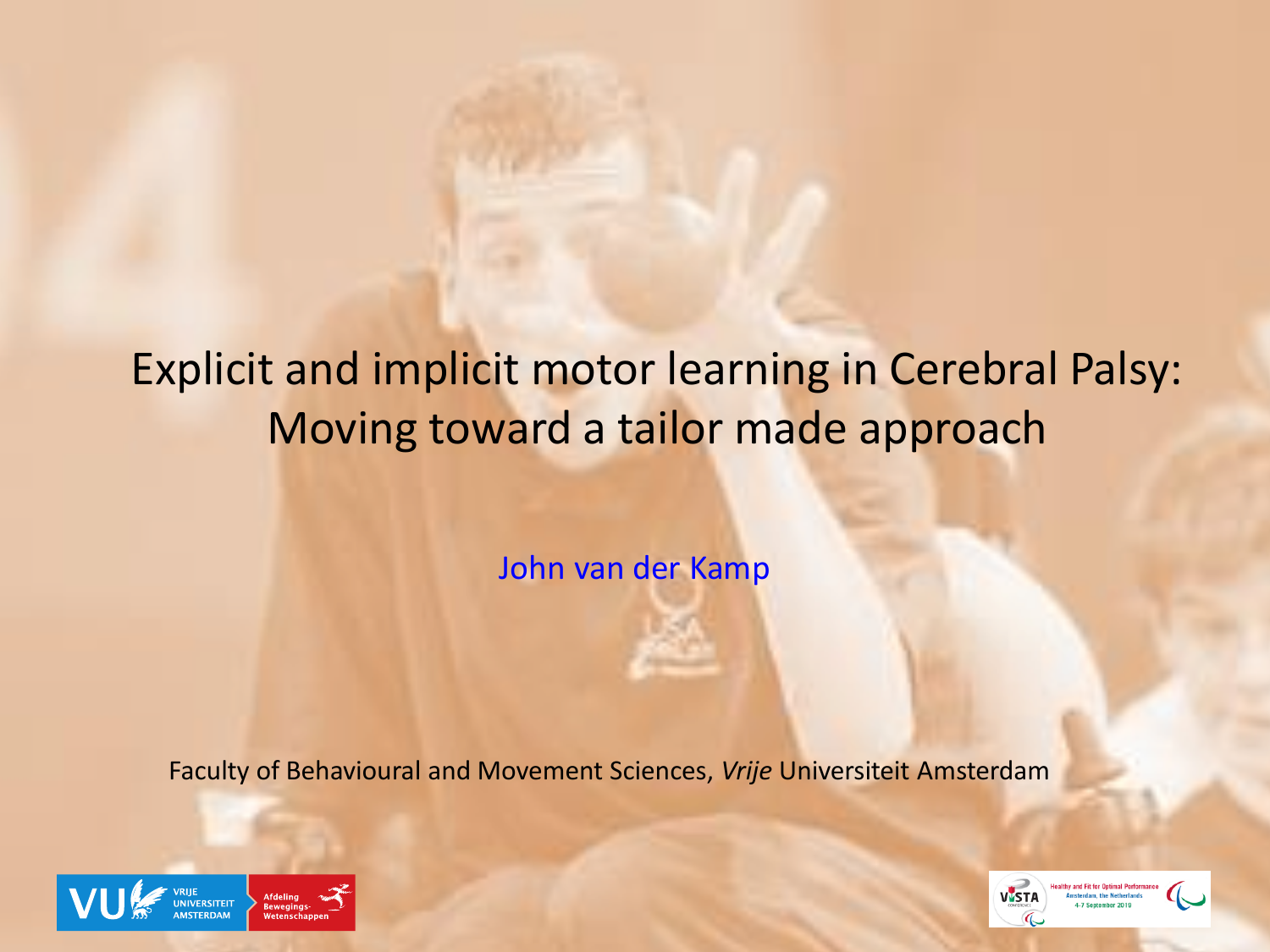# Explicit and implicit motor learning in Cerebral Palsy: Moving toward a tailor made approach

John van der Kamp

Faculty of Behavioural and Movement Sciences, *Vrije* Universiteit Amsterdam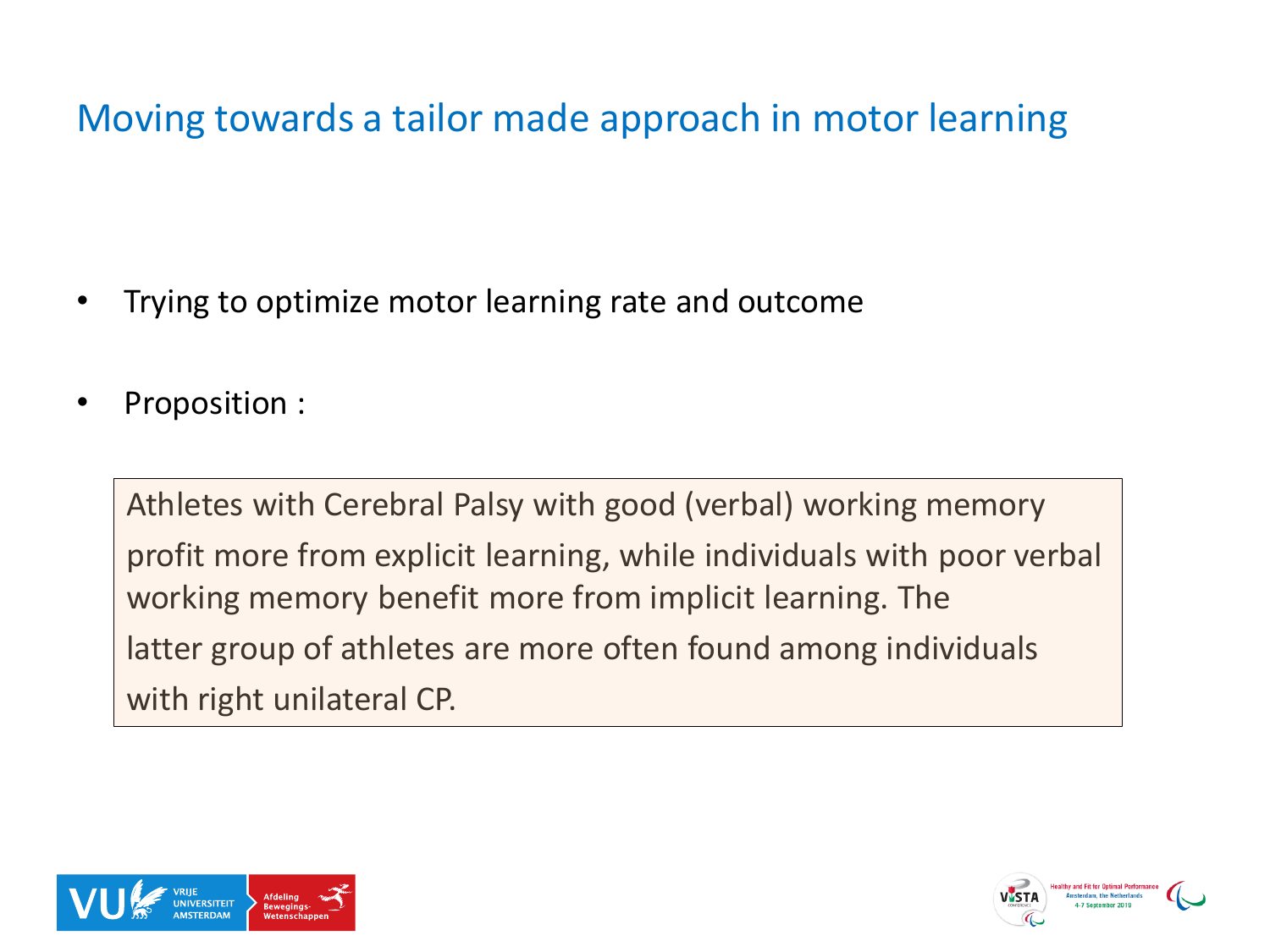# Moving towards a tailor made approach in motor learning

- Trying to optimize motor learning rate and outcome
- Proposition :

> Athletes with Cerebral Palsy with good (verbal) working memory profit more from explicit learning, while individuals with poor verbal working memory benefit more from implicit learning. The latter group of athletes are more often found among individuals with right unilateral CP.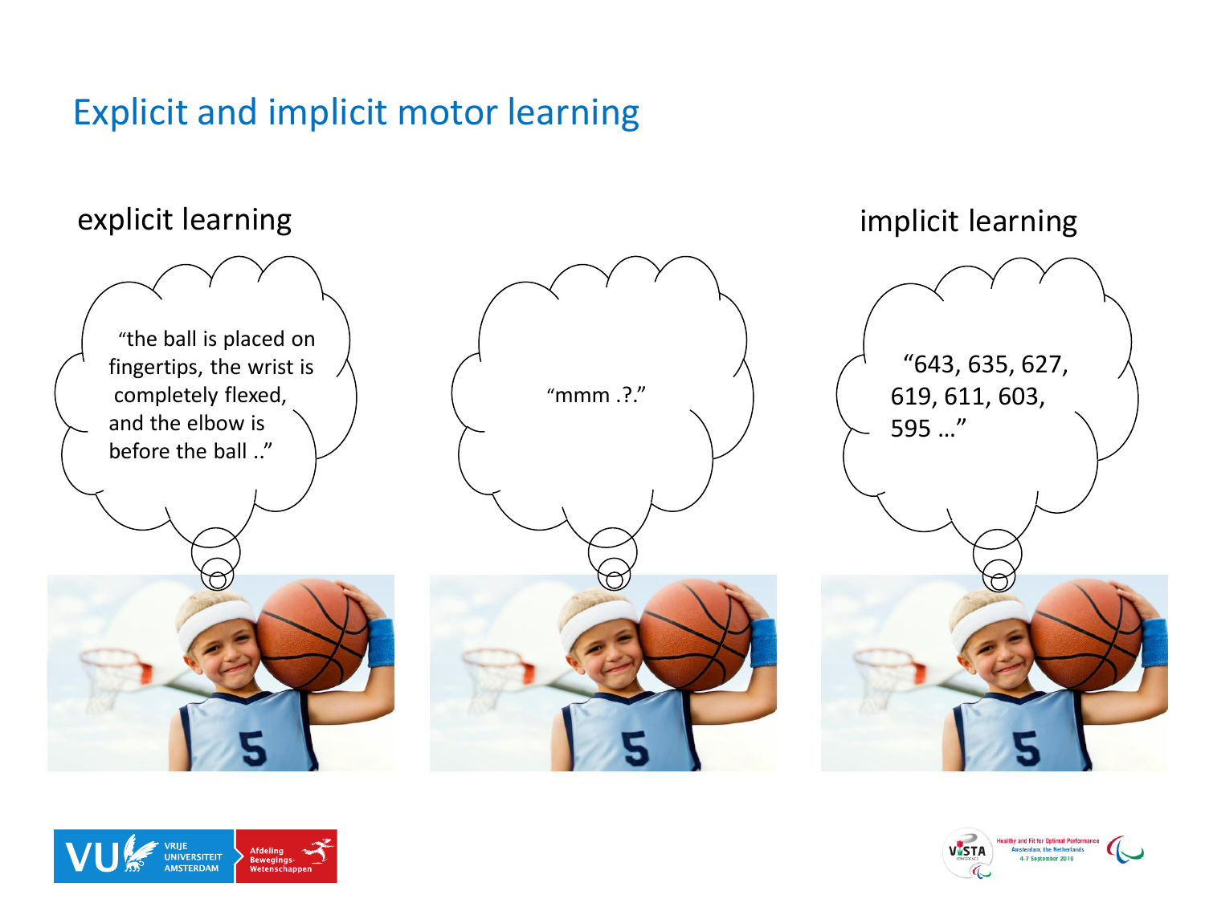# Explicit and implicit motor learning

explicit learning

implicit learning

"the ball is placed on fingertips, the wrist is completely flexed, and the elbow is before the ball .."

"mmm .?."

"643, 635, 627, 619, 611, 603, 595 …"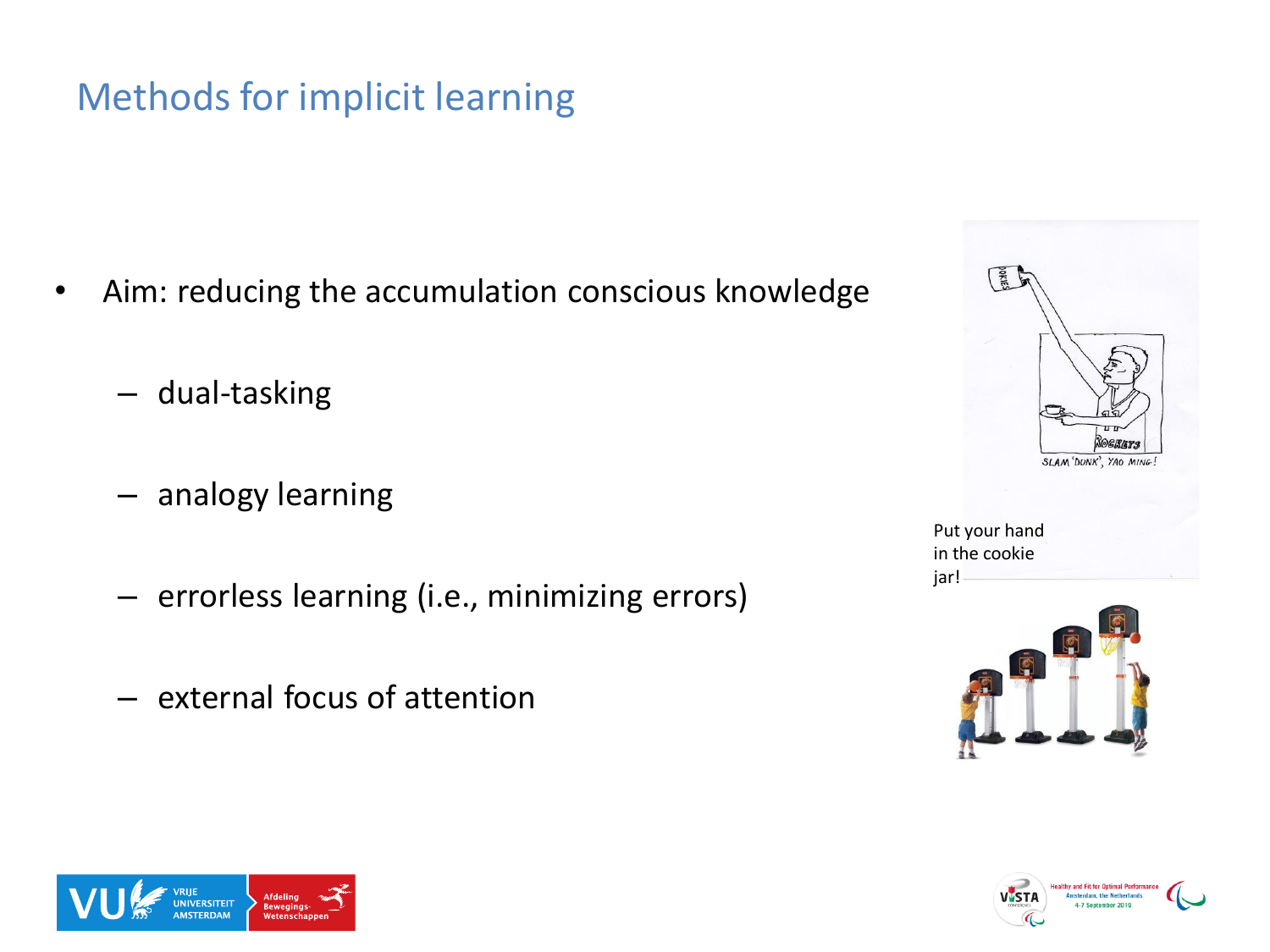# Methods for implicit learning

- Aim: reducing the accumulation conscious knowledge
  - dual-tasking
  - analogy learning
  - errorless learning (i.e., minimizing errors)
  - external focus of attention

Put your hand in the cookie jar!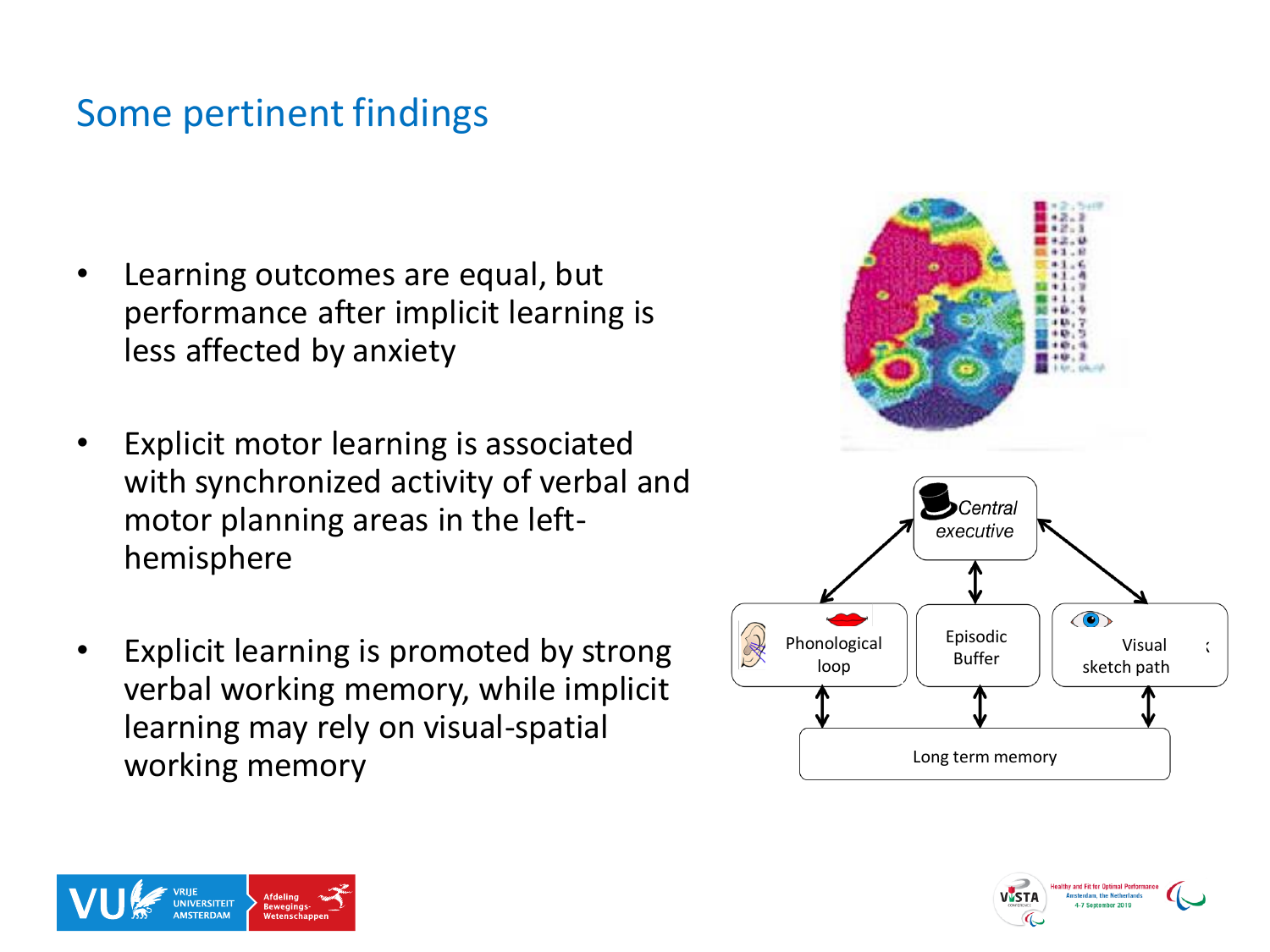## Some pertinent findings

- Learning outcomes are equal, but performance after implicit learning is less affected by anxiety
- Explicit motor learning is associated with synchronized activity of verbal and motor planning areas in the left-hemisphere
- Explicit learning is promoted by strong verbal working memory, while implicit learning may rely on visual-spatial working memory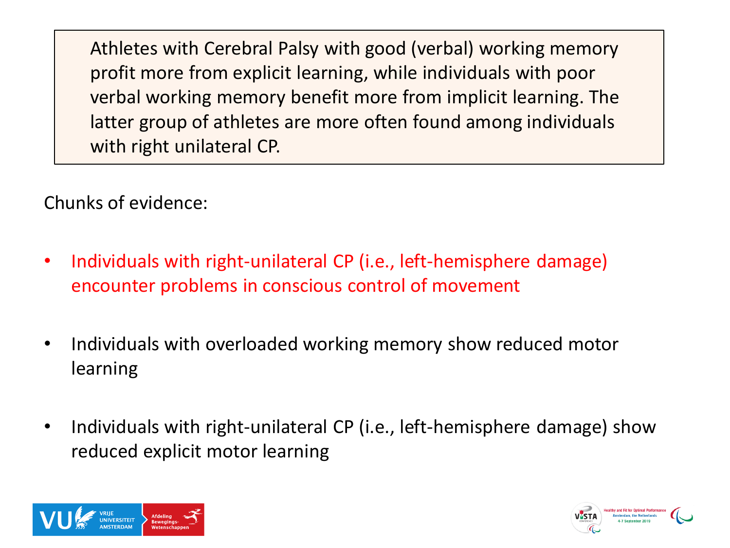Athletes with Cerebral Palsy with good (verbal) working memory profit more from explicit learning, while individuals with poor verbal working memory benefit more from implicit learning. The latter group of athletes are more often found among individuals with right unilateral CP.

Chunks of evidence:

- Individuals with right-unilateral CP (i.e., left-hemisphere damage) encounter problems in conscious control of movement
- Individuals with overloaded working memory show reduced motor learning
- Individuals with right-unilateral CP (i.e., left-hemisphere damage) show reduced explicit motor learning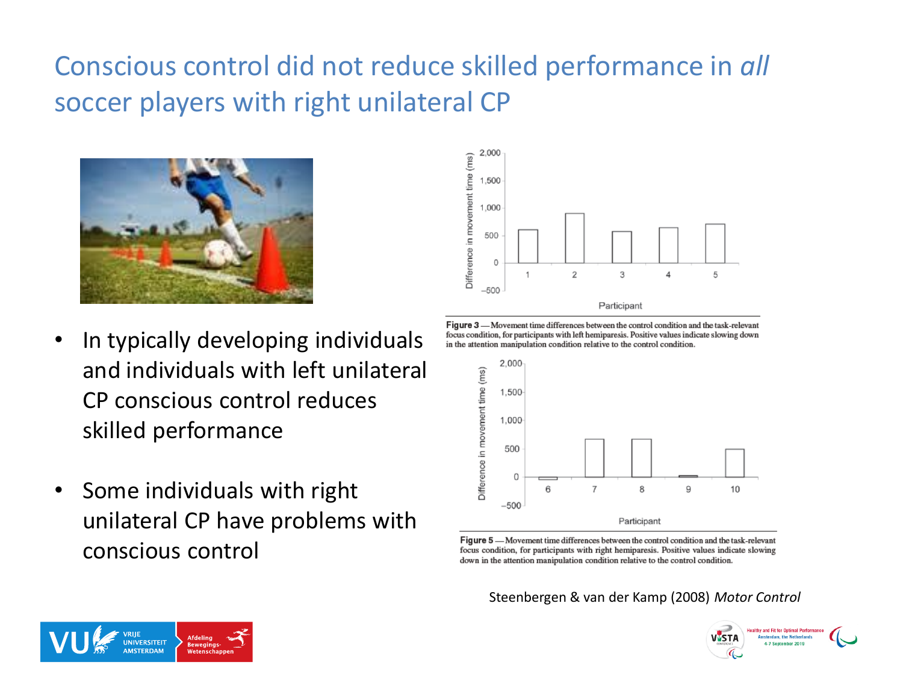# Conscious control did not reduce skilled performance in *all* soccer players with right unilateral CP

- In typically developing individuals and individuals with left unilateral CP conscious control reduces skilled performance
- Some individuals with right unilateral CP have problems with conscious control

**Figure 3** — Movement time differences between the control condition and the task-relevant focus condition, for participants with left hemiparesis. Positive values indicate slowing down in the attention manipulation condition relative to the control condition.

**Figure 5** — Movement time differences between the control condition and the task-relevant focus condition, for participants with right hemiparesis. Positive values indicate slowing down in the attention manipulation condition relative to the control condition.

Steenbergen & van der Kamp (2008) *Motor Control*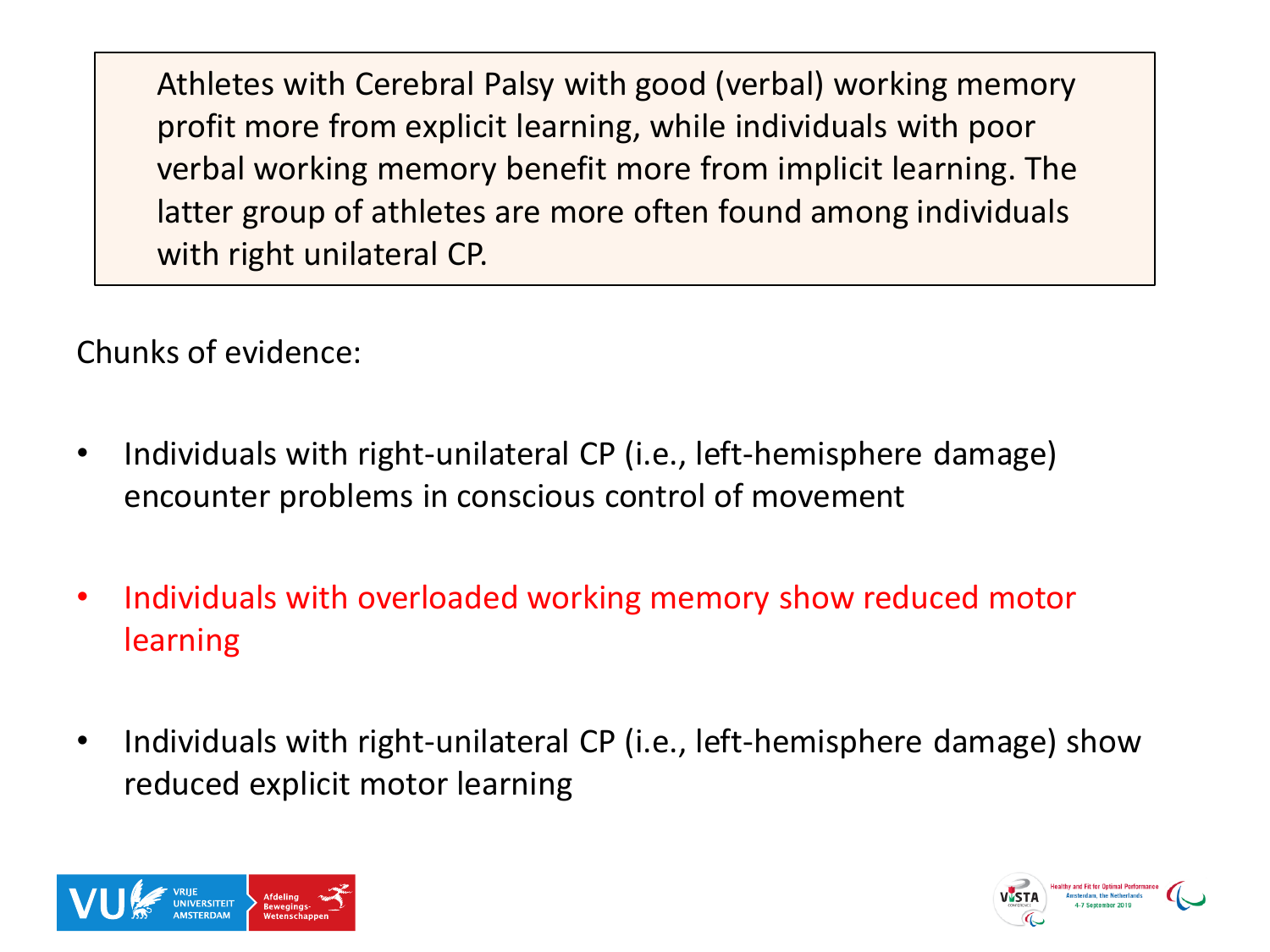Athletes with Cerebral Palsy with good (verbal) working memory profit more from explicit learning, while individuals with poor verbal working memory benefit more from implicit learning. The latter group of athletes are more often found among individuals with right unilateral CP.

Chunks of evidence:

- Individuals with right-unilateral CP (i.e., left-hemisphere damage) encounter problems in conscious control of movement
- Individuals with overloaded working memory show reduced motor learning
- Individuals with right-unilateral CP (i.e., left-hemisphere damage) show reduced explicit motor learning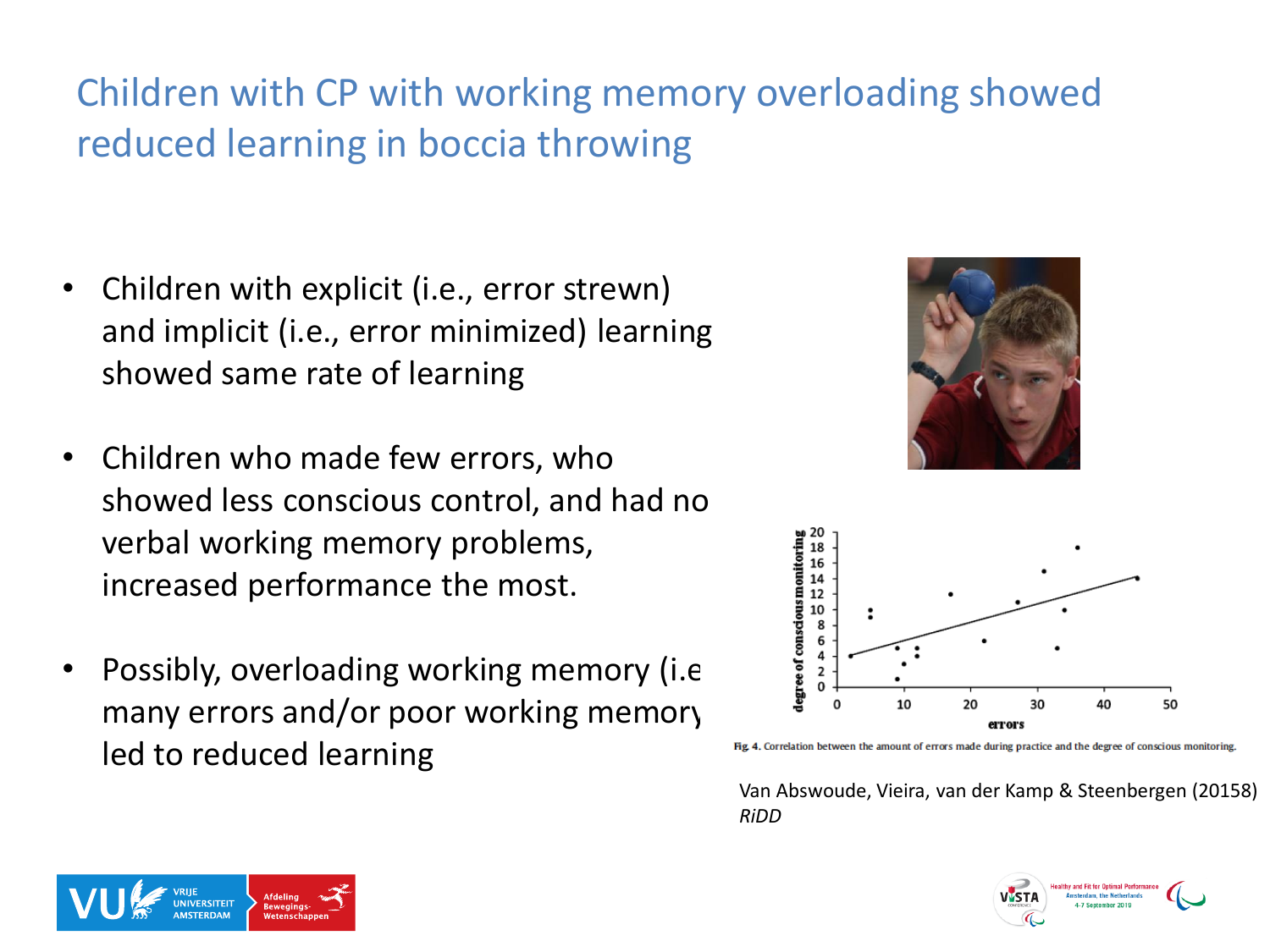# Children with CP with working memory overloading showed reduced learning in boccia throwing

- Children with explicit (i.e., error strewn) and implicit (i.e., error minimized) learning showed same rate of learning
- Children who made few errors, who showed less conscious control, and had no verbal working memory problems, increased performance the most.
- Possibly, overloading working memory (i.e many errors and/or poor working memory led to reduced learning

Fig. 4. Correlation between the amount of errors made during practice and the degree of conscious monitoring.

Van Abswoude, Vieira, van der Kamp & Steenbergen (20158) *RiDD*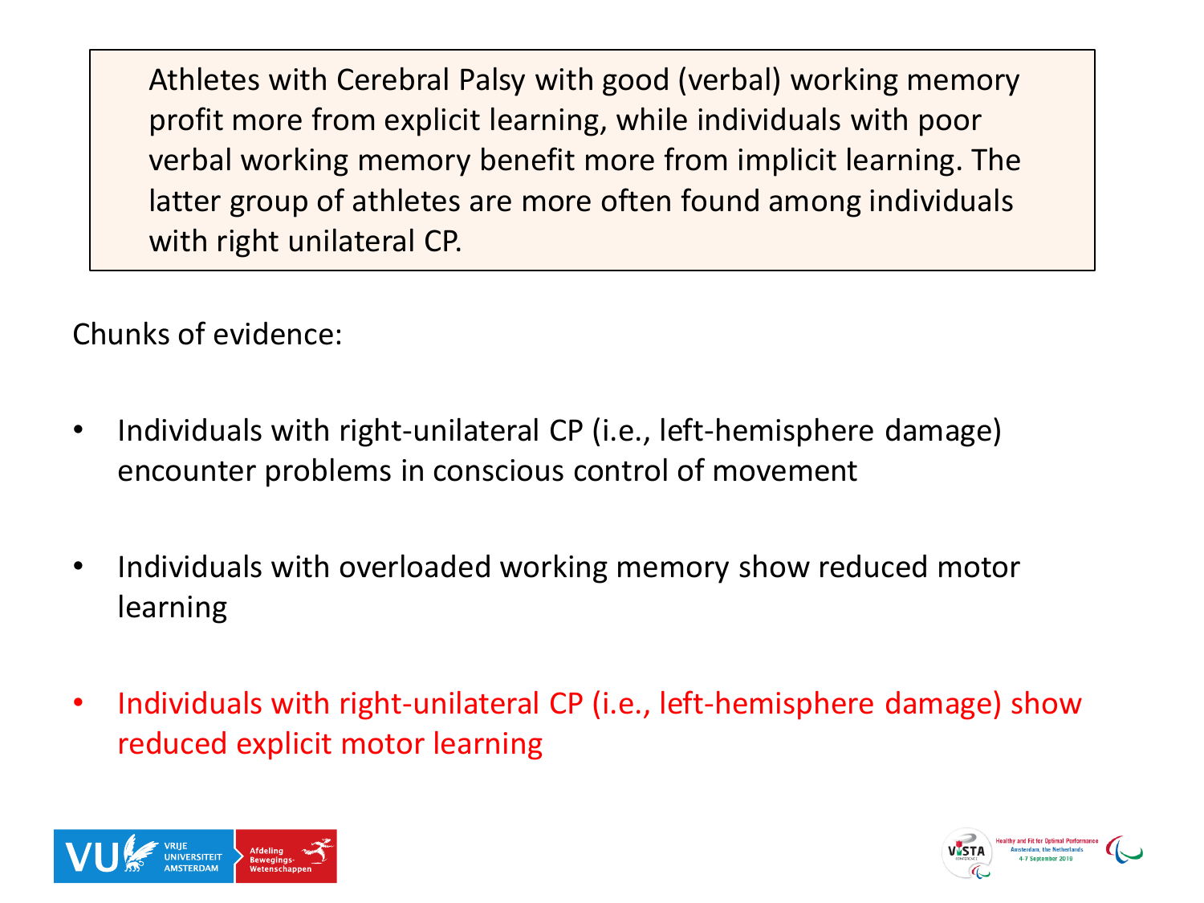> Athletes with Cerebral Palsy with good (verbal) working memory profit more from explicit learning, while individuals with poor verbal working memory benefit more from implicit learning. The latter group of athletes are more often found among individuals with right unilateral CP.

Chunks of evidence:

- Individuals with right-unilateral CP (i.e., left-hemisphere damage) encounter problems in conscious control of movement
- Individuals with overloaded working memory show reduced motor learning
- Individuals with right-unilateral CP (i.e., left-hemisphere damage) show reduced explicit motor learning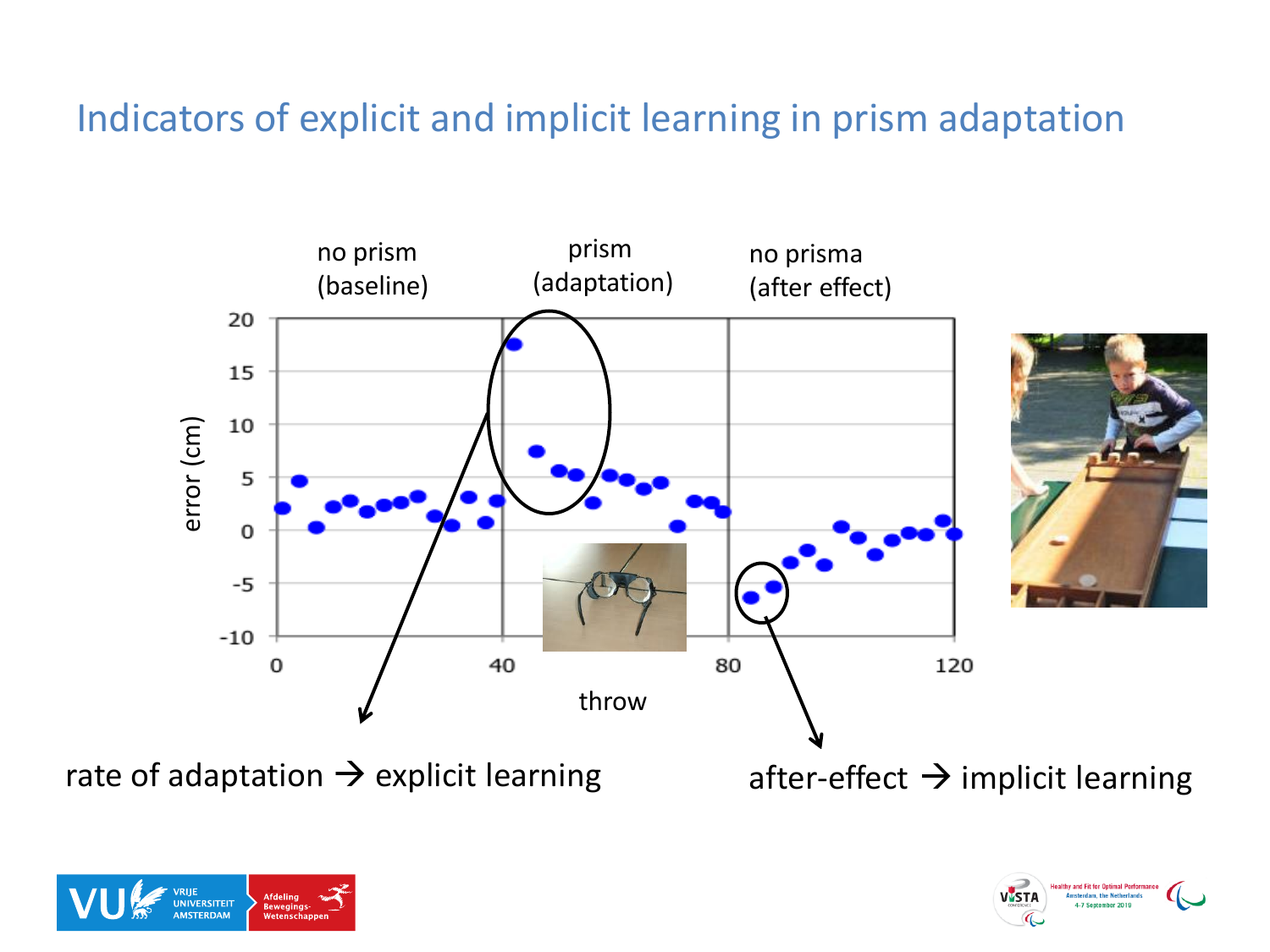# Indicators of explicit and implicit learning in prism adaptation

no prism (baseline)

prism (adaptation)

no prisma (after effect)

rate of adaptation → explicit learning

after-effect → implicit learning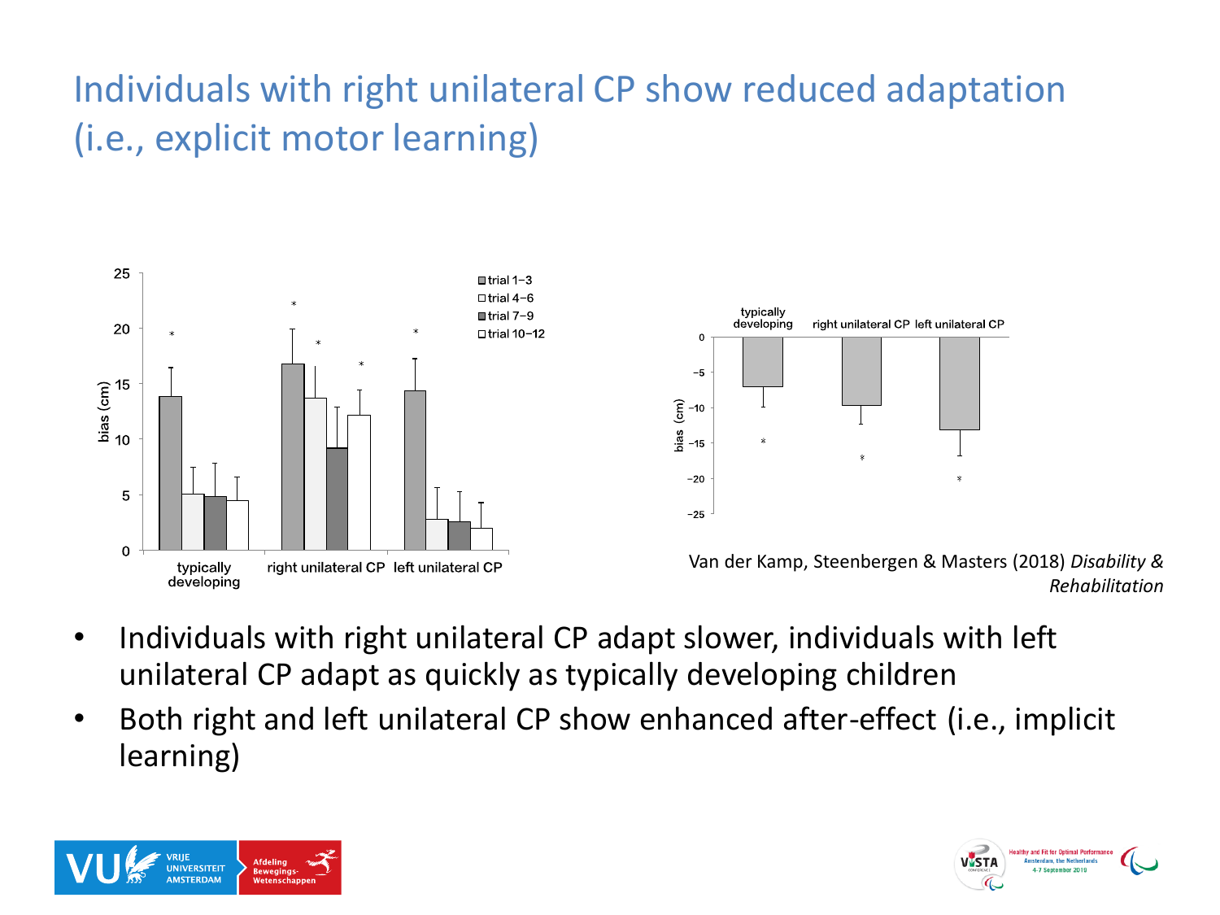# Individuals with right unilateral CP show reduced adaptation (i.e., explicit motor learning)

Van der Kamp, Steenbergen & Masters (2018) *Disability & Rehabilitation*

- Individuals with right unilateral CP adapt slower, individuals with left unilateral CP adapt as quickly as typically developing children
- Both right and left unilateral CP show enhanced after-effect (i.e., implicit learning)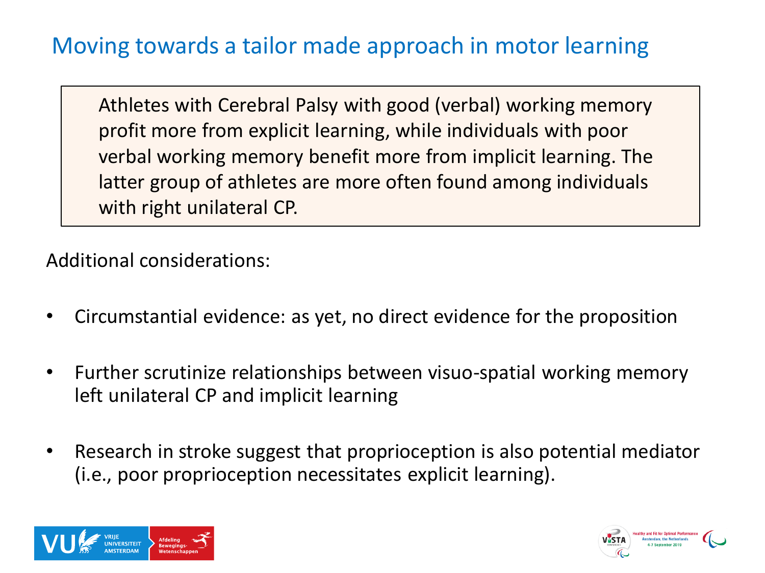# Moving towards a tailor made approach in motor learning

Athletes with Cerebral Palsy with good (verbal) working memory profit more from explicit learning, while individuals with poor verbal working memory benefit more from implicit learning. The latter group of athletes are more often found among individuals with right unilateral CP.

Additional considerations:

- Circumstantial evidence: as yet, no direct evidence for the proposition
- Further scrutinize relationships between visuo-spatial working memory left unilateral CP and implicit learning
- Research in stroke suggest that proprioception is also potential mediator (i.e., poor proprioception necessitates explicit learning).